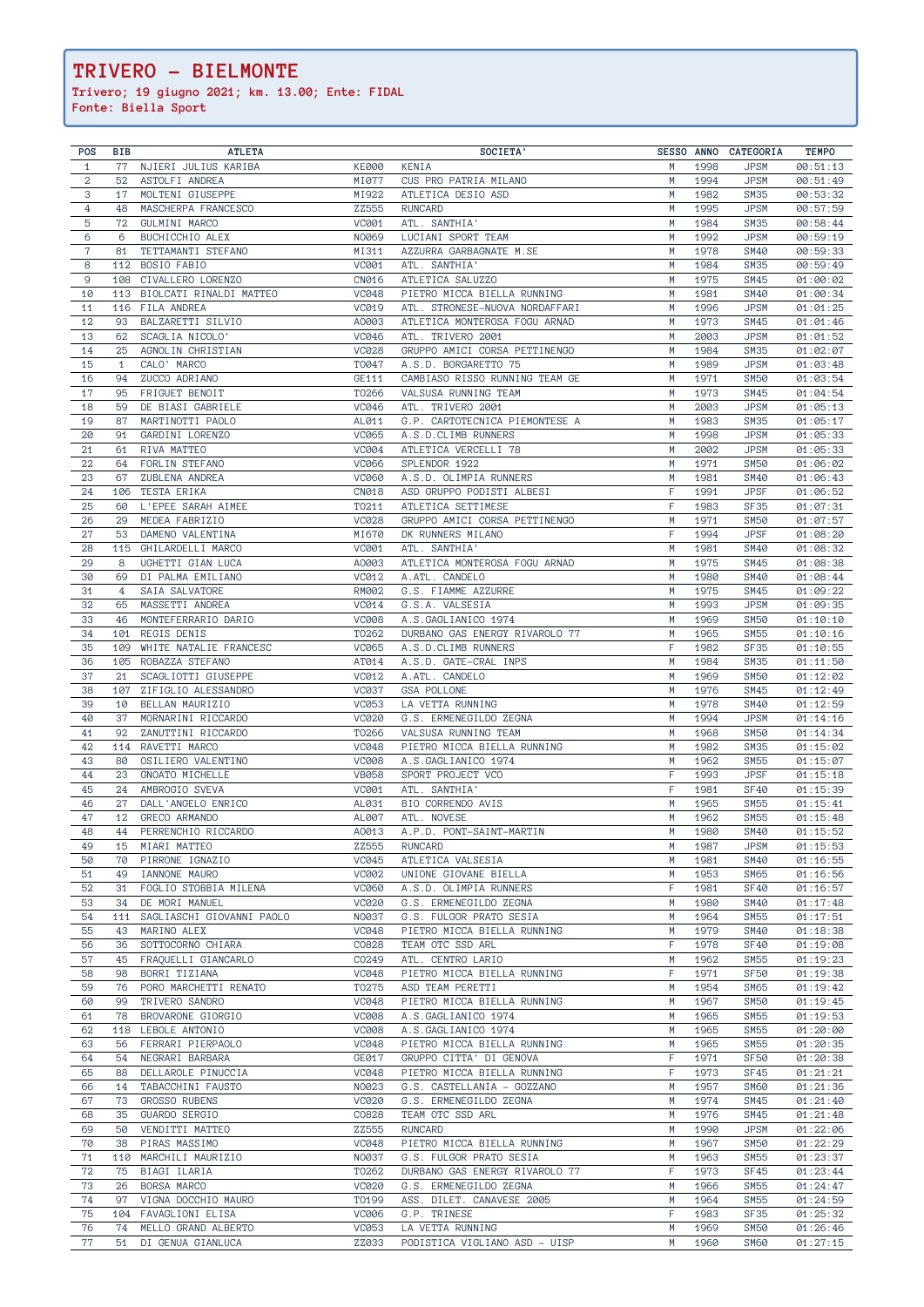# TRIVERO - BIELMONTE

**Trivero; 19 giugno 2021; km. 13.00; Ente: FIDAL**
**Fonte: Biella Sport**

| POS | BIB | ATLETA | | SOCIETA' | SESSO | ANNO | CATEGORIA | TEMPO |
|---|---|---|---|---|---|---|---|---|
| 1 | 77 | NJIERI JULIUS KARIBA | KE000 | KENIA | M | 1998 | JPSM | 00:51:13 |
| 2 | 52 | ASTOLFI ANDREA | MI077 | CUS PRO PATRIA MILANO | M | 1994 | JPSM | 00:51:49 |
| 3 | 17 | MOLTENI GIUSEPPE | MI922 | ATLETICA DESIO ASD | M | 1982 | SM35 | 00:53:32 |
| 4 | 48 | MASCHERPA FRANCESCO | ZZ555 | RUNCARD | M | 1995 | JPSM | 00:57:59 |
| 5 | 72 | GULMINI MARCO | VC001 | ATL. SANTHIA' | M | 1984 | SM35 | 00:58:44 |
| 6 | 6 | BUCHICCHIO ALEX | NO069 | LUCIANI SPORT TEAM | M | 1992 | JPSM | 00:59:19 |
| 7 | 81 | TETTAMANTI STEFANO | MI311 | AZZURRA GARBAGNATE M.SE | M | 1978 | SM40 | 00:59:33 |
| 8 | 112 | BOSIO FABIO | VC001 | ATL. SANTHIA' | M | 1984 | SM35 | 00:59:49 |
| 9 | 108 | CIVALLERO LORENZO | CN016 | ATLETICA SALUZZO | M | 1975 | SM45 | 01:00:02 |
| 10 | 113 | BIOLCATI RINALDI MATTEO | VC048 | PIETRO MICCA BIELLA RUNNING | M | 1981 | SM40 | 01:00:34 |
| 11 | 116 | FILA ANDREA | VC019 | ATL. STRONESE-NUOVA NORDAFFARI | M | 1996 | JPSM | 01:01:25 |
| 12 | 93 | BALZARETTI SILVIO | AO003 | ATLETICA MONTEROSA FOGU ARNAD | M | 1973 | SM45 | 01:01:46 |
| 13 | 62 | SCAGLIA NICOLO' | VC046 | ATL. TRIVERO 2001 | M | 2003 | JPSM | 01:01:52 |
| 14 | 25 | AGNOLIN CHRISTIAN | VC028 | GRUPPO AMICI CORSA PETTINENGO | M | 1984 | SM35 | 01:02:07 |
| 15 | 1 | CALO' MARCO | TO047 | A.S.D. BORGARETTO 75 | M | 1989 | JPSM | 01:03:48 |
| 16 | 94 | ZUCCO ADRIANO | GE111 | CAMBIASO RISSO RUNNING TEAM GE | M | 1971 | SM50 | 01:03:54 |
| 17 | 95 | FRIGUET BENOIT | TO266 | VALSUSA RUNNING TEAM | M | 1973 | SM45 | 01:04:54 |
| 18 | 59 | DE BIASI GABRIELE | VC046 | ATL. TRIVERO 2001 | M | 2003 | JPSM | 01:05:13 |
| 19 | 87 | MARTINOTTI PAOLO | AL011 | G.P. CARTOTECNICA PIEMONTESE A | M | 1983 | SM35 | 01:05:17 |
| 20 | 91 | GARDINI LORENZO | VC065 | A.S.D.CLIMB RUNNERS | M | 1998 | JPSM | 01:05:33 |
| 21 | 61 | RIVA MATTEO | VC004 | ATLETICA VERCELLI 78 | M | 2002 | JPSM | 01:05:33 |
| 22 | 64 | FORLIN STEFANO | VC066 | SPLENDOR 1922 | M | 1971 | SM50 | 01:06:02 |
| 23 | 67 | ZUBLENA ANDREA | VC060 | A.S.D. OLIMPIA RUNNERS | M | 1981 | SM40 | 01:06:43 |
| 24 | 106 | TESTA ERIKA | CN018 | ASD GRUPPO PODISTI ALBESI | F | 1991 | JPSF | 01:06:52 |
| 25 | 60 | L'EPEE SARAH AIMEE | TO211 | ATLETICA SETTIMESE | F | 1983 | SF35 | 01:07:31 |
| 26 | 29 | MEDEA FABRIZIO | VC028 | GRUPPO AMICI CORSA PETTINENGO | M | 1971 | SM50 | 01:07:57 |
| 27 | 53 | DAMENO VALENTINA | MI670 | DK RUNNERS MILANO | F | 1994 | JPSF | 01:08:20 |
| 28 | 115 | GHILARDELLI MARCO | VC001 | ATL. SANTHIA' | M | 1981 | SM40 | 01:08:32 |
| 29 | 8 | UGHETTI GIAN LUCA | AO003 | ATLETICA MONTEROSA FOGU ARNAD | M | 1975 | SM45 | 01:08:38 |
| 30 | 69 | DI PALMA EMILIANO | VC012 | A.ATL. CANDELO | M | 1980 | SM40 | 01:08:44 |
| 31 | 4 | SAIA SALVATORE | RM002 | G.S. FIAMME AZZURRE | M | 1975 | SM45 | 01:09:22 |
| 32 | 65 | MASSETTI ANDREA | VC014 | G.S.A. VALSESIA | M | 1993 | JPSM | 01:09:35 |
| 33 | 46 | MONTEFERRARIO DARIO | VC008 | A.S.GAGLIANICO 1974 | M | 1969 | SM50 | 01:10:10 |
| 34 | 101 | REGIS DENIS | TO262 | DURBANO GAS ENERGY RIVAROLO 77 | M | 1965 | SM55 | 01:10:16 |
| 35 | 109 | WHITE NATALIE FRANCESC | VC065 | A.S.D.CLIMB RUNNERS | F | 1982 | SF35 | 01:10:55 |
| 36 | 105 | ROBAZZA STEFANO | AT014 | A.S.D. GATE-CRAL INPS | M | 1984 | SM35 | 01:11:50 |
| 37 | 21 | SCAGLIOTTI GIUSEPPE | VC012 | A.ATL. CANDELO | M | 1969 | SM50 | 01:12:02 |
| 38 | 107 | ZIFIGLIO ALESSANDRO | VC037 | GSA POLLONE | M | 1976 | SM45 | 01:12:49 |
| 39 | 10 | BELLAN MAURIZIO | VC053 | LA VETTA RUNNING | M | 1978 | SM40 | 01:12:59 |
| 40 | 37 | MORNARINI RICCARDO | VC020 | G.S. ERMENEGILDO ZEGNA | M | 1994 | JPSM | 01:14:16 |
| 41 | 92 | ZANUTTINI RICCARDO | TO266 | VALSUSA RUNNING TEAM | M | 1968 | SM50 | 01:14:34 |
| 42 | 114 | RAVETTI MARCO | VC048 | PIETRO MICCA BIELLA RUNNING | M | 1982 | SM35 | 01:15:02 |
| 43 | 80 | OSILIERO VALENTINO | VC008 | A.S.GAGLIANICO 1974 | M | 1962 | SM55 | 01:15:07 |
| 44 | 23 | GNOATO MICHELLE | VB058 | SPORT PROJECT VCO | F | 1993 | JPSF | 01:15:18 |
| 45 | 24 | AMBROGIO SVEVA | VC001 | ATL. SANTHIA' | F | 1981 | SF40 | 01:15:39 |
| 46 | 27 | DALL'ANGELO ENRICO | AL031 | BIO CORRENDO AVIS | M | 1965 | SM55 | 01:15:41 |
| 47 | 12 | GRECO ARMANDO | AL007 | ATL. NOVESE | M | 1962 | SM55 | 01:15:48 |
| 48 | 44 | PERRENCHIO RICCARDO | AO013 | A.P.D. PONT-SAINT-MARTIN | M | 1980 | SM40 | 01:15:52 |
| 49 | 15 | MIARI MATTEO | ZZ555 | RUNCARD | M | 1987 | JPSM | 01:15:53 |
| 50 | 70 | PIRRONE IGNAZIO | VC045 | ATLETICA VALSESIA | M | 1981 | SM40 | 01:16:55 |
| 51 | 49 | IANNONE MAURO | VC002 | UNIONE GIOVANE BIELLA | M | 1953 | SM65 | 01:16:56 |
| 52 | 31 | FOGLIO STOBBIA MILENA | VC060 | A.S.D. OLIMPIA RUNNERS | F | 1981 | SF40 | 01:16:57 |
| 53 | 34 | DE MORI MANUEL | VC020 | G.S. ERMENEGILDO ZEGNA | M | 1980 | SM40 | 01:17:48 |
| 54 | 111 | SAGLIASCHI GIOVANNI PAOLO | NO037 | G.S. FULGOR PRATO SESIA | M | 1964 | SM55 | 01:17:51 |
| 55 | 43 | MARINO ALEX | VC048 | PIETRO MICCA BIELLA RUNNING | M | 1979 | SM40 | 01:18:38 |
| 56 | 36 | SOTTOCORNO CHIARA | CO828 | TEAM OTC SSD ARL | F | 1978 | SF40 | 01:19:08 |
| 57 | 45 | FRAQUELLI GIANCARLO | CO249 | ATL. CENTRO LARIO | M | 1962 | SM55 | 01:19:23 |
| 58 | 98 | BORRI TIZIANA | VC048 | PIETRO MICCA BIELLA RUNNING | F | 1971 | SF50 | 01:19:38 |
| 59 | 76 | PORO MARCHETTI RENATO | TO275 | ASD TEAM PERETTI | M | 1954 | SM65 | 01:19:42 |
| 60 | 99 | TRIVERO SANDRO | VC048 | PIETRO MICCA BIELLA RUNNING | M | 1967 | SM50 | 01:19:45 |
| 61 | 78 | BROVARONE GIORGIO | VC008 | A.S.GAGLIANICO 1974 | M | 1965 | SM55 | 01:19:53 |
| 62 | 118 | LEBOLE ANTONIO | VC008 | A.S.GAGLIANICO 1974 | M | 1965 | SM55 | 01:20:00 |
| 63 | 56 | FERRARI PIERPAOLO | VC048 | PIETRO MICCA BIELLA RUNNING | M | 1965 | SM55 | 01:20:35 |
| 64 | 54 | NEGRARI BARBARA | GE017 | GRUPPO CITTA' DI GENOVA | F | 1971 | SF50 | 01:20:38 |
| 65 | 88 | DELLAROLE PINUCCIA | VC048 | PIETRO MICCA BIELLA RUNNING | F | 1973 | SF45 | 01:21:21 |
| 66 | 14 | TABACCHINI FAUSTO | NO023 | G.S. CASTELLANIA - GOZZANO | M | 1957 | SM60 | 01:21:36 |
| 67 | 73 | GROSSO RUBENS | VC020 | G.S. ERMENEGILDO ZEGNA | M | 1974 | SM45 | 01:21:40 |
| 68 | 35 | GUARDO SERGIO | CO828 | TEAM OTC SSD ARL | M | 1976 | SM45 | 01:21:48 |
| 69 | 50 | VENDITTI MATTEO | ZZ555 | RUNCARD | M | 1990 | JPSM | 01:22:06 |
| 70 | 38 | PIRAS MASSIMO | VC048 | PIETRO MICCA BIELLA RUNNING | M | 1967 | SM50 | 01:22:29 |
| 71 | 110 | MARCHILI MAURIZIO | NO037 | G.S. FULGOR PRATO SESIA | M | 1963 | SM55 | 01:23:37 |
| 72 | 75 | BIAGI ILARIA | TO262 | DURBANO GAS ENERGY RIVAROLO 77 | F | 1973 | SF45 | 01:23:44 |
| 73 | 26 | BORSA MARCO | VC020 | G.S. ERMENEGILDO ZEGNA | M | 1966 | SM55 | 01:24:47 |
| 74 | 97 | VIGNA DOCCHIO MAURO | TO199 | ASS. DILET. CANAVESE 2005 | M | 1964 | SM55 | 01:24:59 |
| 75 | 104 | FAVAGLIONI ELISA | VC006 | G.P. TRINESE | F | 1983 | SF35 | 01:25:32 |
| 76 | 74 | MELLO GRAND ALBERTO | VC053 | LA VETTA RUNNING | M | 1969 | SM50 | 01:26:46 |
| 77 | 51 | DI GENUA GIANLUCA | ZZ033 | PODISTICA VIGLIANO ASD - UISP | M | 1960 | SM60 | 01:27:15 |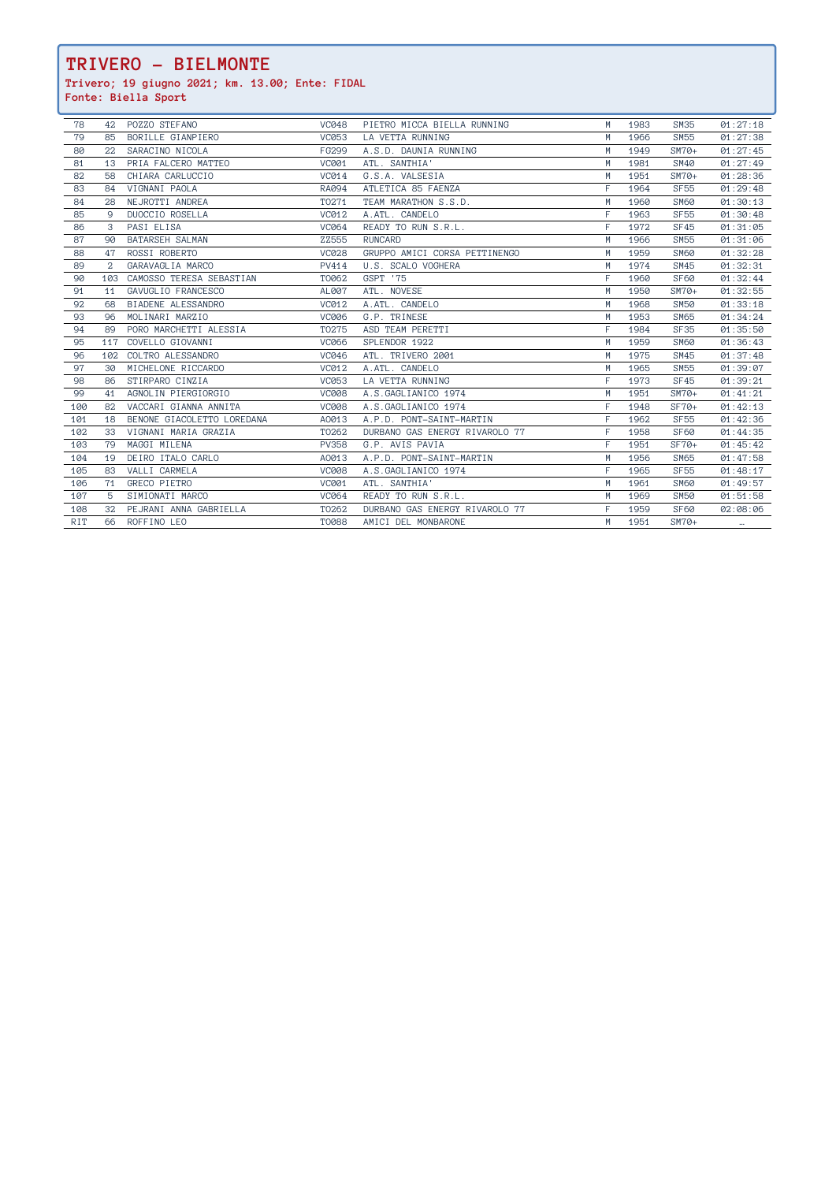# TRIVERO - BIELMONTE

**Trivero; 19 giugno 2021; km. 13.00; Ente: FIDAL**
**Fonte: Biella Sport**

| | | | | | | | | |
|---|---|---|---|---|---|---|---|---|
| 78 | 42 | POZZO STEFANO | VC048 | PIETRO MICCA BIELLA RUNNING | M | 1983 | SM35 | 01:27:18 |
| 79 | 85 | BORILLE GIANPIERO | VC053 | LA VETTA RUNNING | M | 1966 | SM55 | 01:27:38 |
| 80 | 22 | SARACINO NICOLA | FG299 | A.S.D. DAUNIA RUNNING | M | 1949 | SM70+ | 01:27:45 |
| 81 | 13 | PRIA FALCERO MATTEO | VC001 | ATL. SANTHIA' | M | 1981 | SM40 | 01:27:49 |
| 82 | 58 | CHIARA CARLUCCIO | VC014 | G.S.A. VALSESIA | M | 1951 | SM70+ | 01:28:36 |
| 83 | 84 | VIGNANI PAOLA | RA094 | ATLETICA 85 FAENZA | F | 1964 | SF55 | 01:29:48 |
| 84 | 28 | NEJROTTI ANDREA | TO271 | TEAM MARATHON S.S.D. | M | 1960 | SM60 | 01:30:13 |
| 85 | 9 | DUOCCIO ROSELLA | VC012 | A.ATL. CANDELO | F | 1963 | SF55 | 01:30:48 |
| 86 | 3 | PASI ELISA | VC064 | READY TO RUN S.R.L. | F | 1972 | SF45 | 01:31:05 |
| 87 | 90 | BATARSEH SALMAN | ZZ555 | RUNCARD | M | 1966 | SM55 | 01:31:06 |
| 88 | 47 | ROSSI ROBERTO | VC028 | GRUPPO AMICI CORSA PETTINENGO | M | 1959 | SM60 | 01:32:28 |
| 89 | 2 | GARAVAGLIA MARCO | PV414 | U.S. SCALO VOGHERA | M | 1974 | SM45 | 01:32:31 |
| 90 | 103 | CAMOSSO TERESA SEBASTIAN | TO062 | GSPT '75 | F | 1960 | SF60 | 01:32:44 |
| 91 | 11 | GAVUGLIO FRANCESCO | AL007 | ATL. NOVESE | M | 1950 | SM70+ | 01:32:55 |
| 92 | 68 | BIADENE ALESSANDRO | VC012 | A.ATL. CANDELO | M | 1968 | SM50 | 01:33:18 |
| 93 | 96 | MOLINARI MARZIO | VC006 | G.P. TRINESE | M | 1953 | SM65 | 01:34:24 |
| 94 | 89 | PORO MARCHETTI ALESSIA | TO275 | ASD TEAM PERETTI | F | 1984 | SF35 | 01:35:50 |
| 95 | 117 | COVELLO GIOVANNI | VC066 | SPLENDOR 1922 | M | 1959 | SM60 | 01:36:43 |
| 96 | 102 | COLTRO ALESSANDRO | VC046 | ATL. TRIVERO 2001 | M | 1975 | SM45 | 01:37:48 |
| 97 | 30 | MICHELONE RICCARDO | VC012 | A.ATL. CANDELO | M | 1965 | SM55 | 01:39:07 |
| 98 | 86 | STIRPARO CINZIA | VC053 | LA VETTA RUNNING | F | 1973 | SF45 | 01:39:21 |
| 99 | 41 | AGNOLIN PIERGIORGIO | VC008 | A.S.GAGLIANICO 1974 | M | 1951 | SM70+ | 01:41:21 |
| 100 | 82 | VACCARI GIANNA ANNITA | VC008 | A.S.GAGLIANICO 1974 | F | 1948 | SF70+ | 01:42:13 |
| 101 | 18 | BENONE GIACOLETTO LOREDANA | AO013 | A.P.D. PONT-SAINT-MARTIN | F | 1962 | SF55 | 01:42:36 |
| 102 | 33 | VIGNANI MARIA GRAZIA | TO262 | DURBANO GAS ENERGY RIVAROLO 77 | F | 1958 | SF60 | 01:44:35 |
| 103 | 79 | MAGGI MILENA | PV358 | G.P. AVIS PAVIA | F | 1951 | SF70+ | 01:45:42 |
| 104 | 19 | DEIRO ITALO CARLO | AO013 | A.P.D. PONT-SAINT-MARTIN | M | 1956 | SM65 | 01:47:58 |
| 105 | 83 | VALLI CARMELA | VC008 | A.S.GAGLIANICO 1974 | F | 1965 | SF55 | 01:48:17 |
| 106 | 71 | GRECO PIETRO | VC001 | ATL. SANTHIA' | M | 1961 | SM60 | 01:49:57 |
| 107 | 5 | SIMIONATI MARCO | VC064 | READY TO RUN S.R.L. | M | 1969 | SM50 | 01:51:58 |
| 108 | 32 | PEJRANI ANNA GABRIELLA | TO262 | DURBANO GAS ENERGY RIVAROLO 77 | F | 1959 | SF60 | 02:08:06 |
| RIT | 66 | ROFFINO LEO | TO088 | AMICI DEL MONBARONE | M | 1951 | SM70+ | ... |